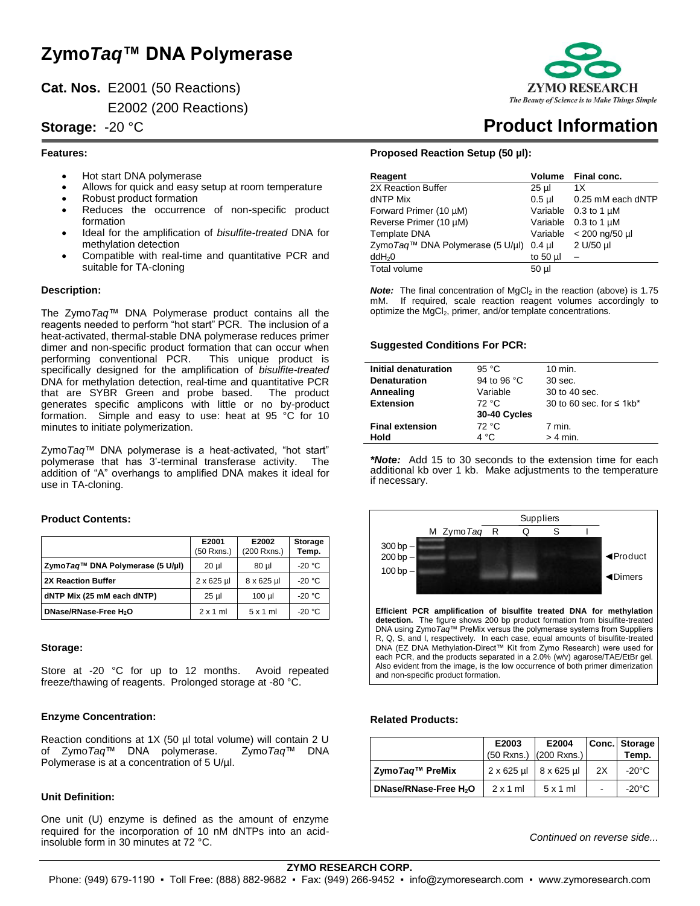# Zymo*Taq*™ DNA Polymerase

**Cat. Nos.** E2001 (50 Reactions)
E2002 (200 Reactions)

**Storage:** -20 °C

ZYMO RESEARCH
*The Beauty of Science is to Make Things Simple*

# Product Information

### Features:

- Hot start DNA polymerase
- Allows for quick and easy setup at room temperature
- Robust product formation
- Reduces the occurrence of non-specific product formation
- Ideal for the amplification of *bisulfite-treated* DNA for methylation detection
- Compatible with real-time and quantitative PCR and suitable for TA-cloning

### Description:

The Zymo*Taq*™ DNA Polymerase product contains all the reagents needed to perform "hot start" PCR. The inclusion of a heat-activated, thermal-stable DNA polymerase reduces primer dimer and non-specific product formation that can occur when performing conventional PCR. This unique product is specifically designed for the amplification of *bisulfite-treated* DNA for methylation detection, real-time and quantitative PCR that are SYBR Green and probe based. The product generates specific amplicons with little or no by-product formation. Simple and easy to use: heat at 95 °C for 10 minutes to initiate polymerization.

Zymo*Taq*™ DNA polymerase is a heat-activated, "hot start" polymerase that has 3'-terminal transferase activity. The addition of "A" overhangs to amplified DNA makes it ideal for use in TA-cloning.

### Product Contents:

| | E2001 (50 Rxns.) | E2002 (200 Rxns.) | Storage Temp. |
|---|---|---|---|
| **Zymo*Taq*™ DNA Polymerase (5 U/µl)** | 20 µl | 80 µl | -20 °C |
| **2X Reaction Buffer** | 2 x 625 µl | 8 x 625 µl | -20 °C |
| **dNTP Mix (25 mM each dNTP)** | 25 µl | 100 µl | -20 °C |
| **DNase/RNase-Free $H_2O$** | 2 x 1 ml | 5 x 1 ml | -20 °C |

### Storage:

Store at -20 °C for up to 12 months. Avoid repeated freeze/thawing of reagents. Prolonged storage at -80 °C.

### Enzyme Concentration:

Reaction conditions at 1X (50 µl total volume) will contain 2 U of Zymo*Taq*™ DNA polymerase. Zymo*Taq*™ DNA Polymerase is at a concentration of 5 U/µl.

### Unit Definition:

One unit (U) enzyme is defined as the amount of enzyme required for the incorporation of 10 nM dNTPs into an acid-insoluble form in 30 minutes at 72 °C.

### Proposed Reaction Setup (50 µl):

| Reagent | Volume | Final conc. |
|---|---|---|
| 2X Reaction Buffer | 25 µl | 1X |
| dNTP Mix | 0.5 µl | 0.25 mM each dNTP |
| Forward Primer (10 µM) | Variable | 0.3 to 1 µM |
| Reverse Primer (10 µM) | Variable | 0.3 to 1 µM |
| Template DNA | Variable | < 200 ng/50 µl |
| Zymo*Taq*™ DNA Polymerase (5 U/µl) | 0.4 µl | 2 U/50 µl |
| $ddH_2O$ | to 50 µl | – |
| Total volume | 50 µl | |

***Note:*** The final concentration of $MgCl_2$ in the reaction (above) is 1.75 mM. If required, scale reaction reagent volumes accordingly to optimize the $MgCl_2$, primer, and/or template concentrations.

### Suggested Conditions For PCR:

| | | |
|---|---|---|
| **Initial denaturation** | 95 °C | 10 min. |
| **Denaturation** | 94 to 96 °C | 30 sec. |
| **Annealing** | Variable | 30 to 40 sec. |
| **Extension** | 72 °C | 30 to 60 sec. for ≤ 1kb* |
| | **30-40 Cycles** | |
| **Final extension** | 72 °C | 7 min. |
| **Hold** | 4 °C | > 4 min. |

***Note:*** Add 15 to 30 seconds to the extension time for each additional kb over 1 kb. Make adjustments to the temperature if necessary.

**Efficient PCR amplification of bisulfite treated DNA for methylation detection.** The figure shows 200 bp product formation from bisulfite-treated DNA using Zymo*Taq*™ PreMix versus the polymerase systems from Suppliers R, Q, S, and I, respectively. In each case, equal amounts of bisulfite-treated DNA (EZ DNA Methylation-Direct™ Kit from Zymo Research) were used for each PCR, and the products separated in a 2.0% (w/v) agarose/TAE/EtBr gel. Also evident from the image, is the low occurrence of both primer dimerization and non-specific product formation.

### Related Products:

| | E2003 (50 Rxns.) | E2004 (200 Rxns.) | Conc. | Storage Temp. |
|---|---|---|---|---|
| **Zymo*Taq*™ PreMix** | 2 x 625 µl | 8 x 625 µl | 2X | -20°C |
| **DNase/RNase-Free $H_2O$** | 2 x 1 ml | 5 x 1 ml | - | -20°C |

*Continued on reverse side...*

**ZYMO RESEARCH CORP.**
Phone: (949) 679-1190 ▪ Toll Free: (888) 882-9682 ▪ Fax: (949) 266-9452 ▪ info@zymoresearch.com ▪ www.zymoresearch.com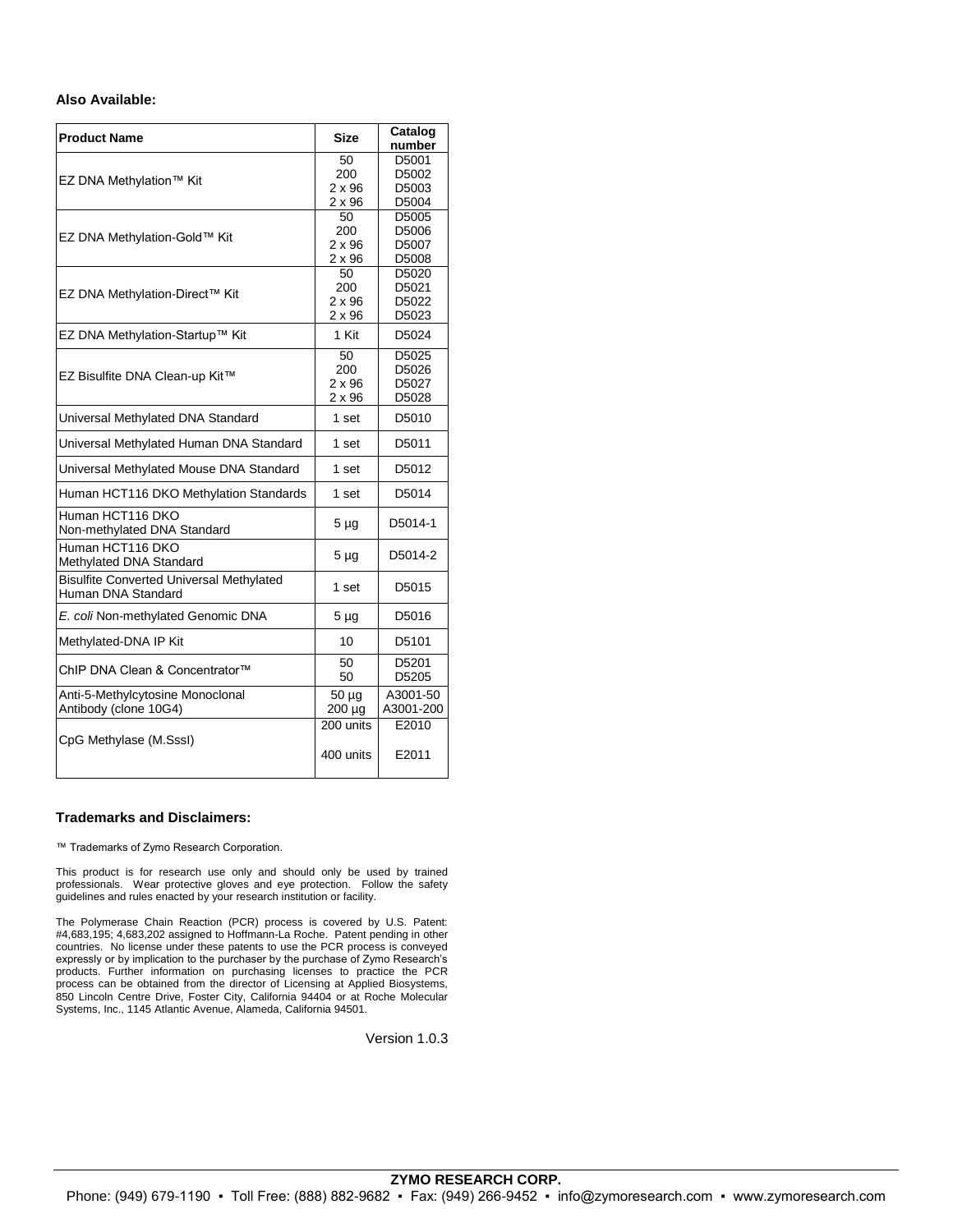### Also Available:

| Product Name | Size | Catalog number |
|---|---|---|
| EZ DNA Methylation™ Kit | 50<br>200<br>2 x 96<br>2 x 96 | D5001<br>D5002<br>D5003<br>D5004 |
| EZ DNA Methylation-Gold™ Kit | 50<br>200<br>2 x 96<br>2 x 96 | D5005<br>D5006<br>D5007<br>D5008 |
| EZ DNA Methylation-Direct™ Kit | 50<br>200<br>2 x 96<br>2 x 96 | D5020<br>D5021<br>D5022<br>D5023 |
| EZ DNA Methylation-Startup™ Kit | 1 Kit | D5024 |
| EZ Bisulfite DNA Clean-up Kit™ | 50<br>200<br>2 x 96<br>2 x 96 | D5025<br>D5026<br>D5027<br>D5028 |
| Universal Methylated DNA Standard | 1 set | D5010 |
| Universal Methylated Human DNA Standard | 1 set | D5011 |
| Universal Methylated Mouse DNA Standard | 1 set | D5012 |
| Human HCT116 DKO Methylation Standards | 1 set | D5014 |
| Human HCT116 DKO Non-methylated DNA Standard | 5 µg | D5014-1 |
| Human HCT116 DKO Methylated DNA Standard | 5 µg | D5014-2 |
| Bisulfite Converted Universal Methylated Human DNA Standard | 1 set | D5015 |
| *E. coli* Non-methylated Genomic DNA | 5 µg | D5016 |
| Methylated-DNA IP Kit | 10 | D5101 |
| ChIP DNA Clean & Concentrator™ | 50<br>50 | D5201<br>D5205 |
| Anti-5-Methylcytosine Monoclonal Antibody (clone 10G4) | 50 µg<br>200 µg | A3001-50<br>A3001-200 |
| CpG Methylase (M.SssI) | 200 units<br>400 units | E2010<br>E2011 |

### Trademarks and Disclaimers:

™ Trademarks of Zymo Research Corporation.

This product is for research use only and should only be used by trained professionals. Wear protective gloves and eye protection. Follow the safety guidelines and rules enacted by your research institution or facility.

The Polymerase Chain Reaction (PCR) process is covered by U.S. Patent: #4,683,195; 4,683,202 assigned to Hoffmann-La Roche. Patent pending in other countries. No license under these patents to use the PCR process is conveyed expressly or by implication to the purchaser by the purchase of Zymo Research's products. Further information on purchasing licenses to practice the PCR process can be obtained from the director of Licensing at Applied Biosystems, 850 Lincoln Centre Drive, Foster City, California 94404 or at Roche Molecular Systems, Inc., 1145 Atlantic Avenue, Alameda, California 94501.

Version 1.0.3